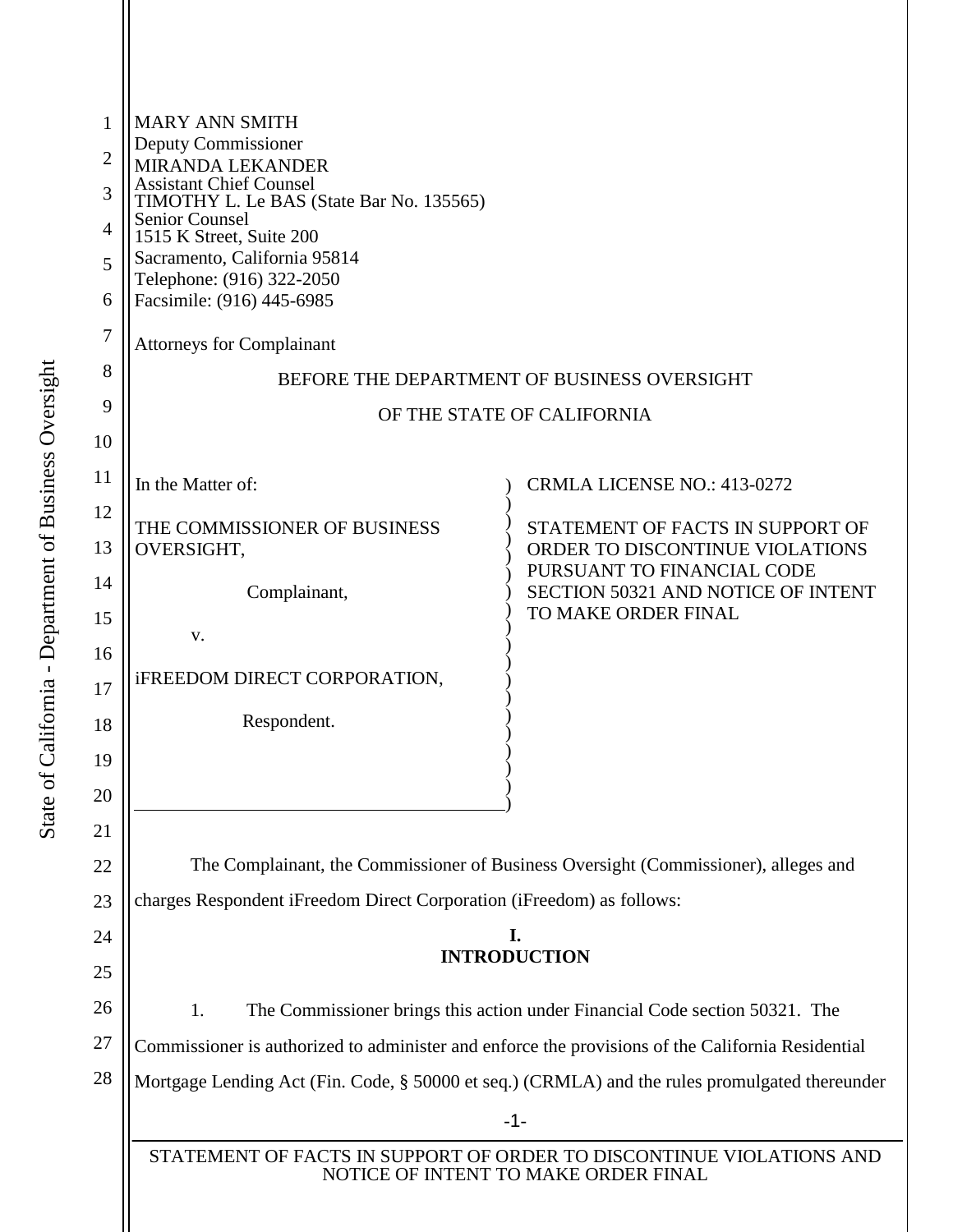MARY ANN SMITH
Deputy Commissioner
MIRANDA LEKANDER
Assistant Chief Counsel
TIMOTHY L. Le BAS (State Bar No. 135565)
Senior Counsel
1515 K Street, Suite 200
Sacramento, California 95814
Telephone: (916) 322-2050
Facsimile: (916) 445-6985

Attorneys for Complainant

BEFORE THE DEPARTMENT OF BUSINESS OVERSIGHT

OF THE STATE OF CALIFORNIA

| | |
|---|---|
| In the Matter of:<br><br>THE COMMISSIONER OF BUSINESS OVERSIGHT,<br><br>Complainant,<br><br>v.<br><br>iFREEDOM DIRECT CORPORATION,<br><br>Respondent. | CRMLA LICENSE NO.: 413-0272<br><br>STATEMENT OF FACTS IN SUPPORT OF ORDER TO DISCONTINUE VIOLATIONS PURSUANT TO FINANCIAL CODE SECTION 50321 AND NOTICE OF INTENT TO MAKE ORDER FINAL |

The Complainant, the Commissioner of Business Oversight (Commissioner), alleges and charges Respondent iFreedom Direct Corporation (iFreedom) as follows:

## I. INTRODUCTION

1. The Commissioner brings this action under Financial Code section 50321. The Commissioner is authorized to administer and enforce the provisions of the California Residential Mortgage Lending Act (Fin. Code, § 50000 et seq.) (CRMLA) and the rules promulgated thereunder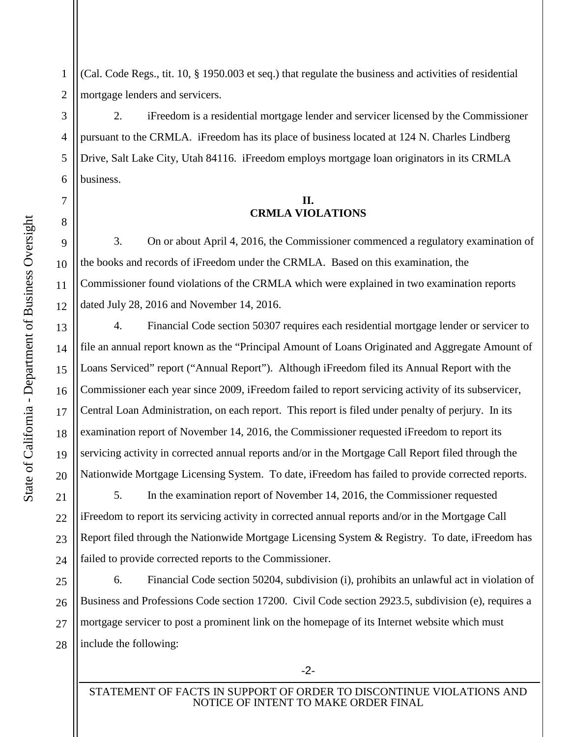(Cal. Code Regs., tit. 10, § 1950.003 et seq.) that regulate the business and activities of residential mortgage lenders and servicers.

2. iFreedom is a residential mortgage lender and servicer licensed by the Commissioner pursuant to the CRMLA. iFreedom has its place of business located at 124 N. Charles Lindberg Drive, Salt Lake City, Utah 84116. iFreedom employs mortgage loan originators in its CRMLA business.

## II.
## CRMLA VIOLATIONS

3. On or about April 4, 2016, the Commissioner commenced a regulatory examination of the books and records of iFreedom under the CRMLA. Based on this examination, the Commissioner found violations of the CRMLA which were explained in two examination reports dated July 28, 2016 and November 14, 2016.

4. Financial Code section 50307 requires each residential mortgage lender or servicer to file an annual report known as the "Principal Amount of Loans Originated and Aggregate Amount of Loans Serviced" report ("Annual Report"). Although iFreedom filed its Annual Report with the Commissioner each year since 2009, iFreedom failed to report servicing activity of its subservicer, Central Loan Administration, on each report. This report is filed under penalty of perjury. In its examination report of November 14, 2016, the Commissioner requested iFreedom to report its servicing activity in corrected annual reports and/or in the Mortgage Call Report filed through the Nationwide Mortgage Licensing System. To date, iFreedom has failed to provide corrected reports.

5. In the examination report of November 14, 2016, the Commissioner requested iFreedom to report its servicing activity in corrected annual reports and/or in the Mortgage Call Report filed through the Nationwide Mortgage Licensing System & Registry. To date, iFreedom has failed to provide corrected reports to the Commissioner.

6. Financial Code section 50204, subdivision (i), prohibits an unlawful act in violation of Business and Professions Code section 17200. Civil Code section 2923.5, subdivision (e), requires a mortgage servicer to post a prominent link on the homepage of its Internet website which must include the following: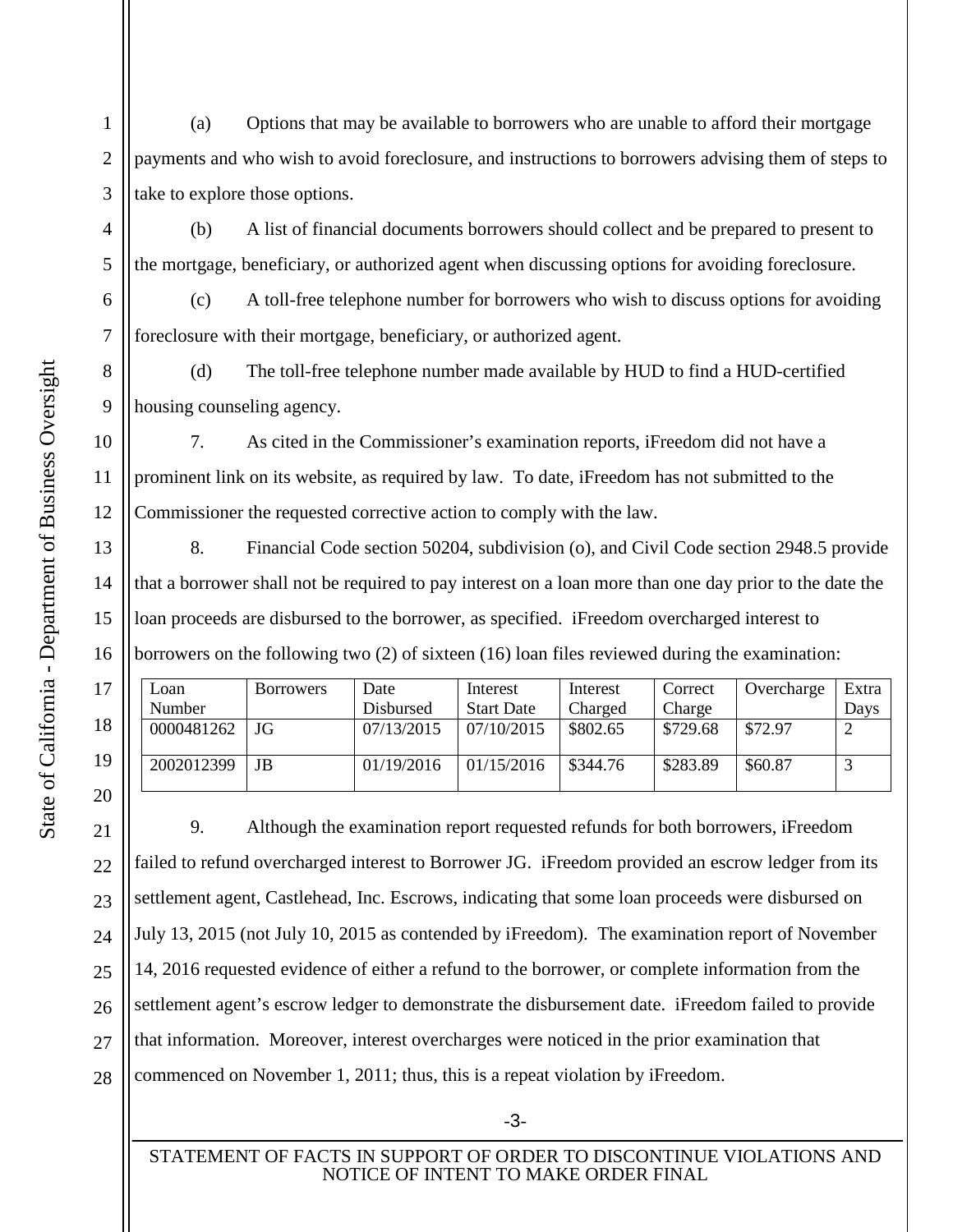(a) Options that may be available to borrowers who are unable to afford their mortgage payments and who wish to avoid foreclosure, and instructions to borrowers advising them of steps to take to explore those options.

(b) A list of financial documents borrowers should collect and be prepared to present to the mortgage, beneficiary, or authorized agent when discussing options for avoiding foreclosure.

(c) A toll-free telephone number for borrowers who wish to discuss options for avoiding foreclosure with their mortgage, beneficiary, or authorized agent.

(d) The toll-free telephone number made available by HUD to find a HUD-certified housing counseling agency.

7. As cited in the Commissioner's examination reports, iFreedom did not have a prominent link on its website, as required by law. To date, iFreedom has not submitted to the Commissioner the requested corrective action to comply with the law.

8. Financial Code section 50204, subdivision (o), and Civil Code section 2948.5 provide that a borrower shall not be required to pay interest on a loan more than one day prior to the date the loan proceeds are disbursed to the borrower, as specified. iFreedom overcharged interest to borrowers on the following two (2) of sixteen (16) loan files reviewed during the examination:

| Loan Number | Borrowers | Date Disbursed | Interest Start Date | Interest Charged | Correct Charge | Overcharge | Extra Days |
|---|---|---|---|---|---|---|---|
| 0000481262 | JG | 07/13/2015 | 07/10/2015 | $802.65 | $729.68 | $72.97 | 2 |
| 2002012399 | JB | 01/19/2016 | 01/15/2016 | $344.76 | $283.89 | $60.87 | 3 |

9. Although the examination report requested refunds for both borrowers, iFreedom failed to refund overcharged interest to Borrower JG. iFreedom provided an escrow ledger from its settlement agent, Castlehead, Inc. Escrows, indicating that some loan proceeds were disbursed on July 13, 2015 (not July 10, 2015 as contended by iFreedom). The examination report of November 14, 2016 requested evidence of either a refund to the borrower, or complete information from the settlement agent's escrow ledger to demonstrate the disbursement date. iFreedom failed to provide that information. Moreover, interest overcharges were noticed in the prior examination that commenced on November 1, 2011; thus, this is a repeat violation by iFreedom.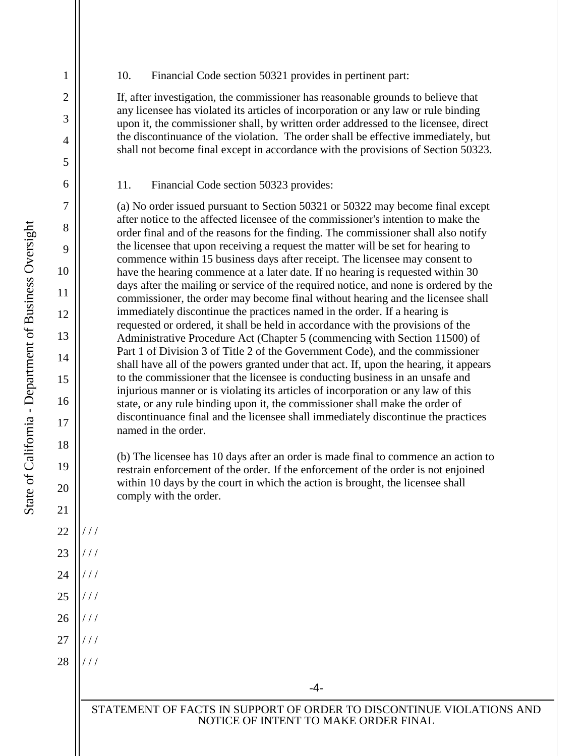10. Financial Code section 50321 provides in pertinent part:

> If, after investigation, the commissioner has reasonable grounds to believe that any licensee has violated its articles of incorporation or any law or rule binding upon it, the commissioner shall, by written order addressed to the licensee, direct the discontinuance of the violation. The order shall be effective immediately, but shall not become final except in accordance with the provisions of Section 50323.

11. Financial Code section 50323 provides:

> (a) No order issued pursuant to Section 50321 or 50322 may become final except after notice to the affected licensee of the commissioner's intention to make the order final and of the reasons for the finding. The commissioner shall also notify the licensee that upon receiving a request the matter will be set for hearing to commence within 15 business days after receipt. The licensee may consent to have the hearing commence at a later date. If no hearing is requested within 30 days after the mailing or service of the required notice, and none is ordered by the commissioner, the order may become final without hearing and the licensee shall immediately discontinue the practices named in the order. If a hearing is requested or ordered, it shall be held in accordance with the provisions of the Administrative Procedure Act (Chapter 5 (commencing with Section 11500) of Part 1 of Division 3 of Title 2 of the Government Code), and the commissioner shall have all of the powers granted under that act. If, upon the hearing, it appears to the commissioner that the licensee is conducting business in an unsafe and injurious manner or is violating its articles of incorporation or any law of this state, or any rule binding upon it, the commissioner shall make the order of discontinuance final and the licensee shall immediately discontinue the practices named in the order.
>
> (b) The licensee has 10 days after an order is made final to commence an action to restrain enforcement of the order. If the enforcement of the order is not enjoined within 10 days by the court in which the action is brought, the licensee shall comply with the order.

/ / /

/ / /

/ / /

/ / /

/ / /

/ / /

/ / /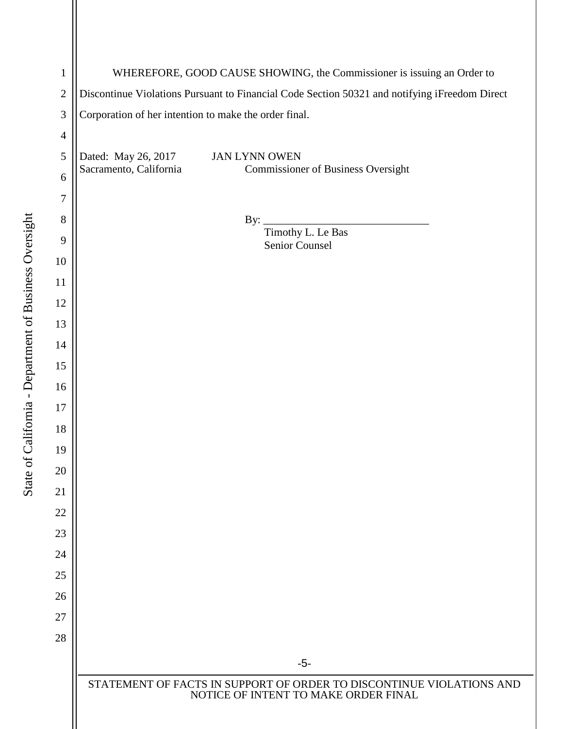WHEREFORE, GOOD CAUSE SHOWING, the Commissioner is issuing an Order to Discontinue Violations Pursuant to Financial Code Section 50321 and notifying iFreedom Direct Corporation of her intention to make the order final.

Dated: May 26, 2017
Sacramento, California

JAN LYNN OWEN
Commissioner of Business Oversight

By: ______________________________
Timothy L. Le Bas
Senior Counsel